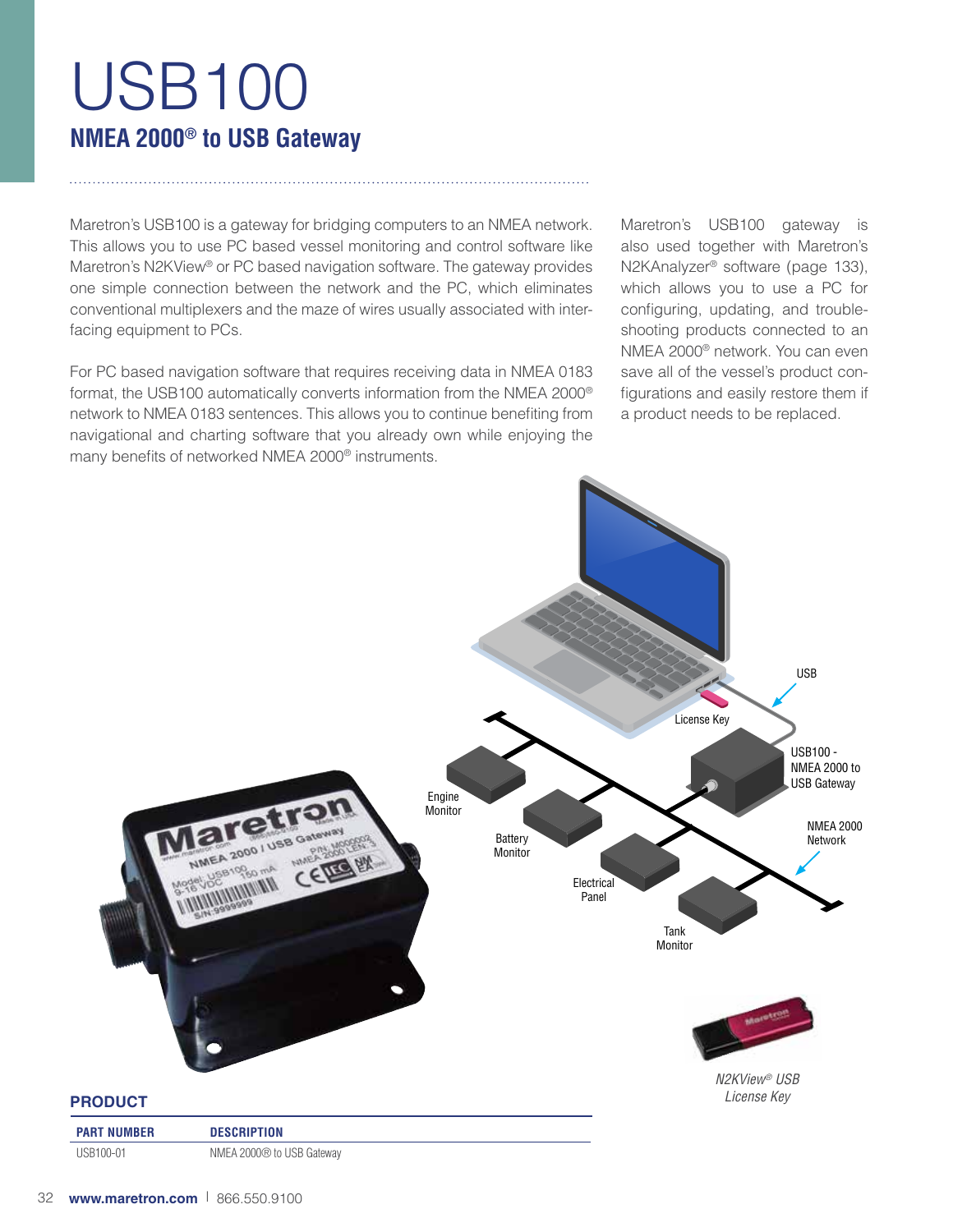# USB100

## NMEA 2000® to USB Gateway

Maretron's USB100 is a gateway for bridging computers to an NMEA network. This allows you to use PC based vessel monitoring and control software like Maretron's N2KView® or PC based navigation software. The gateway provides one simple connection between the network and the PC, which eliminates conventional multiplexers and the maze of wires usually associated with interfacing equipment to PCs.

For PC based navigation software that requires receiving data in NMEA 0183 format, the USB100 automatically converts information from the NMEA 2000® network to NMEA 0183 sentences. This allows you to continue benefiting from navigational and charting software that you already own while enjoying the many benefits of networked NMEA 2000® instruments.

Maretron's USB100 gateway is also used together with Maretron's N2KAnalyzer® software (page 133), which allows you to use a PC for configuring, updating, and troubleshooting products connected to an NMEA 2000® network. You can even save all of the vessel's product configurations and easily restore them if a product needs to be replaced.

USB

License Key

USB100 - NMEA 2000 to USB Gateway

NMEA 2000 Network

Engine Monitor

Battery Monitor

Electrical Panel

Tank Monitor

*N2KView® USB License Key*

### PRODUCT

| PART NUMBER | DESCRIPTION |
|---|---|
| USB100-01 | NMEA 2000® to USB Gateway |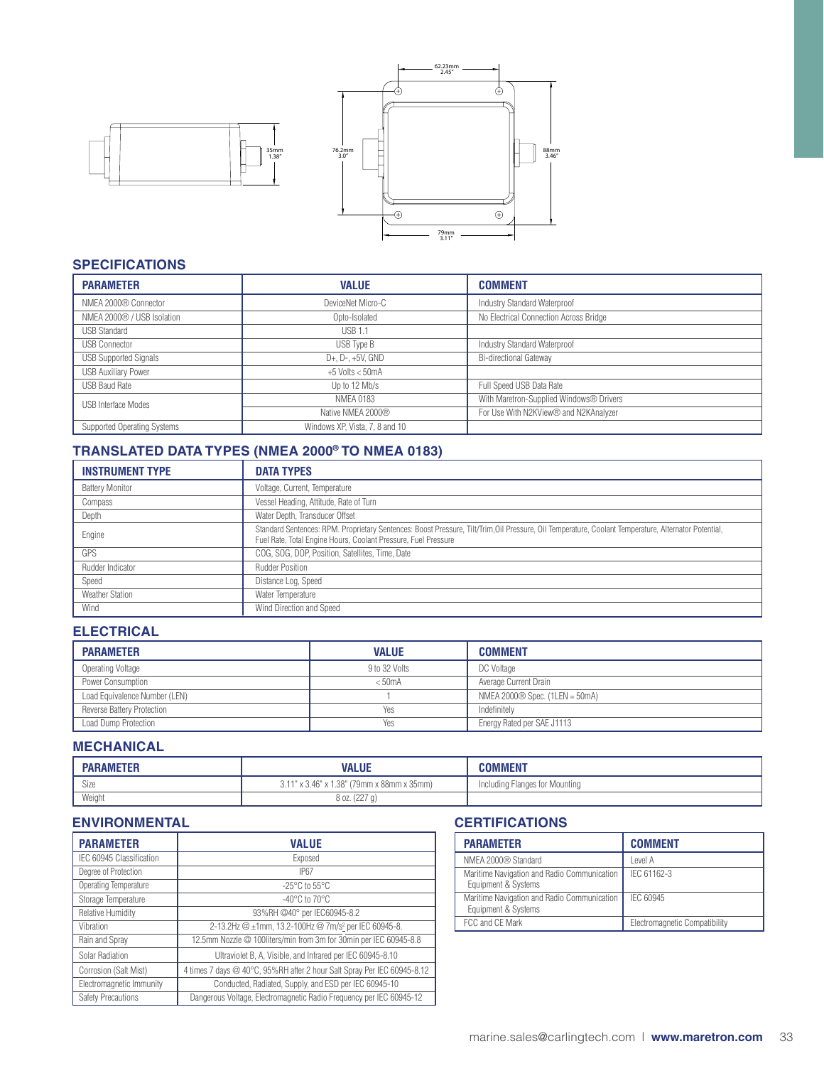62.23mm
2.45"

35mm
1.38"

76.2mm
3.0"

88mm
3.46"

79mm
3.11"

## SPECIFICATIONS

| PARAMETER | VALUE | COMMENT |
|---|---|---|
| NMEA 2000® Connector | DeviceNet Micro-C | Industry Standard Waterproof |
| NMEA 2000® / USB Isolation | Opto-Isolated | No Electrical Connection Across Bridge |
| USB Standard | USB 1.1 | |
| USB Connector | USB Type B | Industry Standard Waterproof |
| USB Supported Signals | D+, D-, +5V, GND | Bi-directional Gateway |
| USB Auxiliary Power | +5 Volts < 50mA | |
| USB Baud Rate | Up to 12 Mb/s | Full Speed USB Data Rate |
| USB Interface Modes | NMEA 0183 | With Maretron-Supplied Windows® Drivers |
| | Native NMEA 2000® | For Use With N2KView® and N2KAnalyzer |
| Supported Operating Systems | Windows XP, Vista, 7, 8 and 10 | |

## TRANSLATED DATA TYPES (NMEA 2000® TO NMEA 0183)

| INSTRUMENT TYPE | DATA TYPES |
|---|---|
| Battery Monitor | Voltage, Current, Temperature |
| Compass | Vessel Heading, Attitude, Rate of Turn |
| Depth | Water Depth, Transducer Offset |
| Engine | Standard Sentences: RPM. Proprietary Sentences: Boost Pressure, Tilt/Trim,Oil Pressure, Oil Temperature, Coolant Temperature, Alternator Potential, Fuel Rate, Total Engine Hours, Coolant Pressure, Fuel Pressure |
| GPS | COG, SOG, DOP, Position, Satellites, Time, Date |
| Rudder Indicator | Rudder Position |
| Speed | Distance Log, Speed |
| Weather Station | Water Temperature |
| Wind | Wind Direction and Speed |

## ELECTRICAL

| PARAMETER | VALUE | COMMENT |
|---|---|---|
| Operating Voltage | 9 to 32 Volts | DC Voltage |
| Power Consumption | < 50mA | Average Current Drain |
| Load Equivalence Number (LEN) | 1 | NMEA 2000® Spec. (1LEN = 50mA) |
| Reverse Battery Protection | Yes | Indefinitely |
| Load Dump Protection | Yes | Energy Rated per SAE J1113 |

## MECHANICAL

| PARAMETER | VALUE | COMMENT |
|---|---|---|
| Size | 3.11" x 3.46" x 1.38" (79mm x 88mm x 35mm) | Including Flanges for Mounting |
| Weight | 8 oz. (227 g) | |

## ENVIRONMENTAL

| PARAMETER | VALUE |
|---|---|
| IEC 60945 Classification | Exposed |
| Degree of Protection | IP67 |
| Operating Temperature | -25°C to 55°C |
| Storage Temperature | -40°C to 70°C |
| Relative Humidity | 93%RH @40° per IEC60945-8.2 |
| Vibration | 2-13.2Hz @ ±1mm, 13.2-100Hz @ 7m/s² per IEC 60945-8. |
| Rain and Spray | 12.5mm Nozzle @ 100liters/min from 3m for 30min per IEC 60945-8.8 |
| Solar Radiation | Ultraviolet B, A, Visible, and Infrared per IEC 60945-8.10 |
| Corrosion (Salt Mist) | 4 times 7 days @ 40°C, 95%RH after 2 hour Salt Spray Per IEC 60945-8.12 |
| Electromagnetic Immunity | Conducted, Radiated, Supply, and ESD per IEC 60945-10 |
| Safety Precautions | Dangerous Voltage, Electromagnetic Radio Frequency per IEC 60945-12 |

## CERTIFICATIONS

| PARAMETER | COMMENT |
|---|---|
| NMEA 2000® Standard | Level A |
| Maritime Navigation and Radio Communication Equipment & Systems | IEC 61162-3 |
| Maritime Navigation and Radio Communication Equipment & Systems | IEC 60945 |
| FCC and CE Mark | Electromagnetic Compatibility |

marine.sales@carlingtech.com | **www.maretron.com**